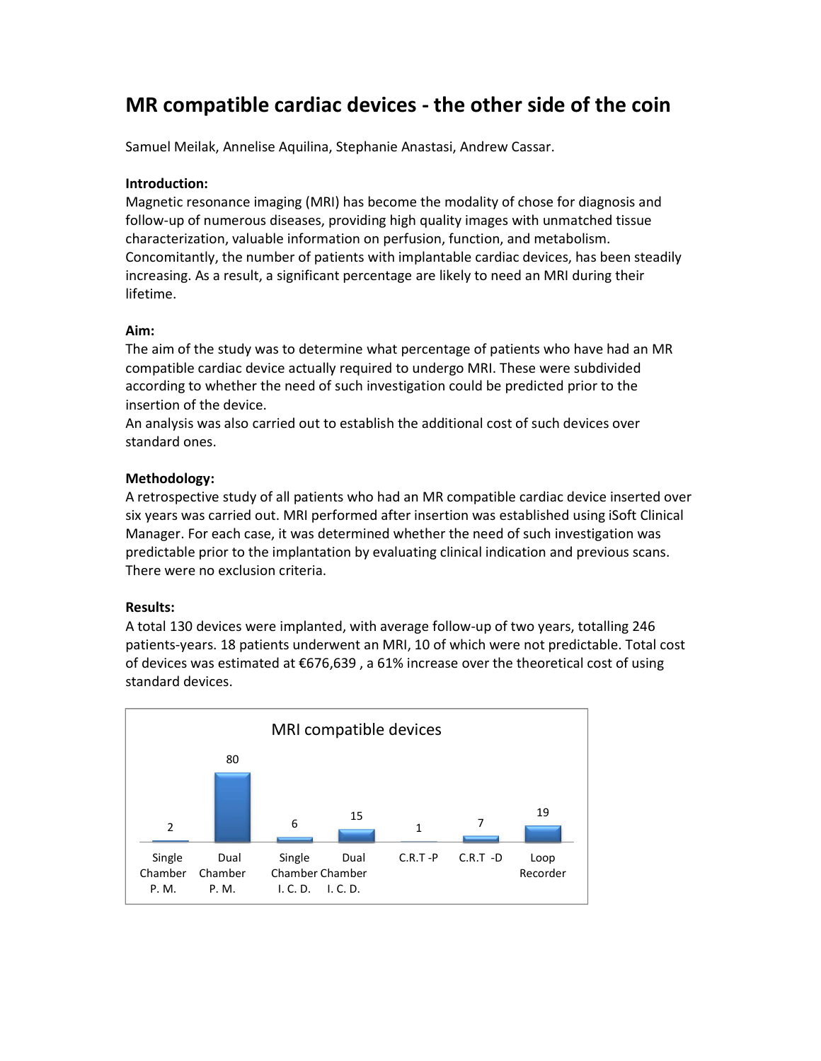# MR compatible cardiac devices - the other side of the coin

Samuel Meilak, Annelise Aquilina, Stephanie Anastasi, Andrew Cassar.

**Introduction:**

Magnetic resonance imaging (MRI) has become the modality of chose for diagnosis and follow-up of numerous diseases, providing high quality images with unmatched tissue characterization, valuable information on perfusion, function, and metabolism. Concomitantly, the number of patients with implantable cardiac devices, has been steadily increasing. As a result, a significant percentage are likely to need an MRI during their lifetime.

**Aim:**

The aim of the study was to determine what percentage of patients who have had an MR compatible cardiac device actually required to undergo MRI. These were subdivided according to whether the need of such investigation could be predicted prior to the insertion of the device.

An analysis was also carried out to establish the additional cost of such devices over standard ones.

**Methodology:**

A retrospective study of all patients who had an MR compatible cardiac device inserted over six years was carried out. MRI performed after insertion was established using iSoft Clinical Manager. For each case, it was determined whether the need of such investigation was predictable prior to the implantation by evaluating clinical indication and previous scans. There were no exclusion criteria.

**Results:**

A total 130 devices were implanted, with average follow-up of two years, totalling 246 patients-years. 18 patients underwent an MRI, 10 of which were not predictable. Total cost of devices was estimated at €676,639 , a 61% increase over the theoretical cost of using standard devices.

MRI compatible devices

| Single Chamber P. M. | Dual Chamber P. M. | Single Chamber I. C. D. | Dual Chamber I. C. D. | C.R.T -P | C.R.T -D | Loop Recorder |
|---|---|---|---|---|---|---|
| 2 | 80 | 6 | 15 | 1 | 7 | 19 |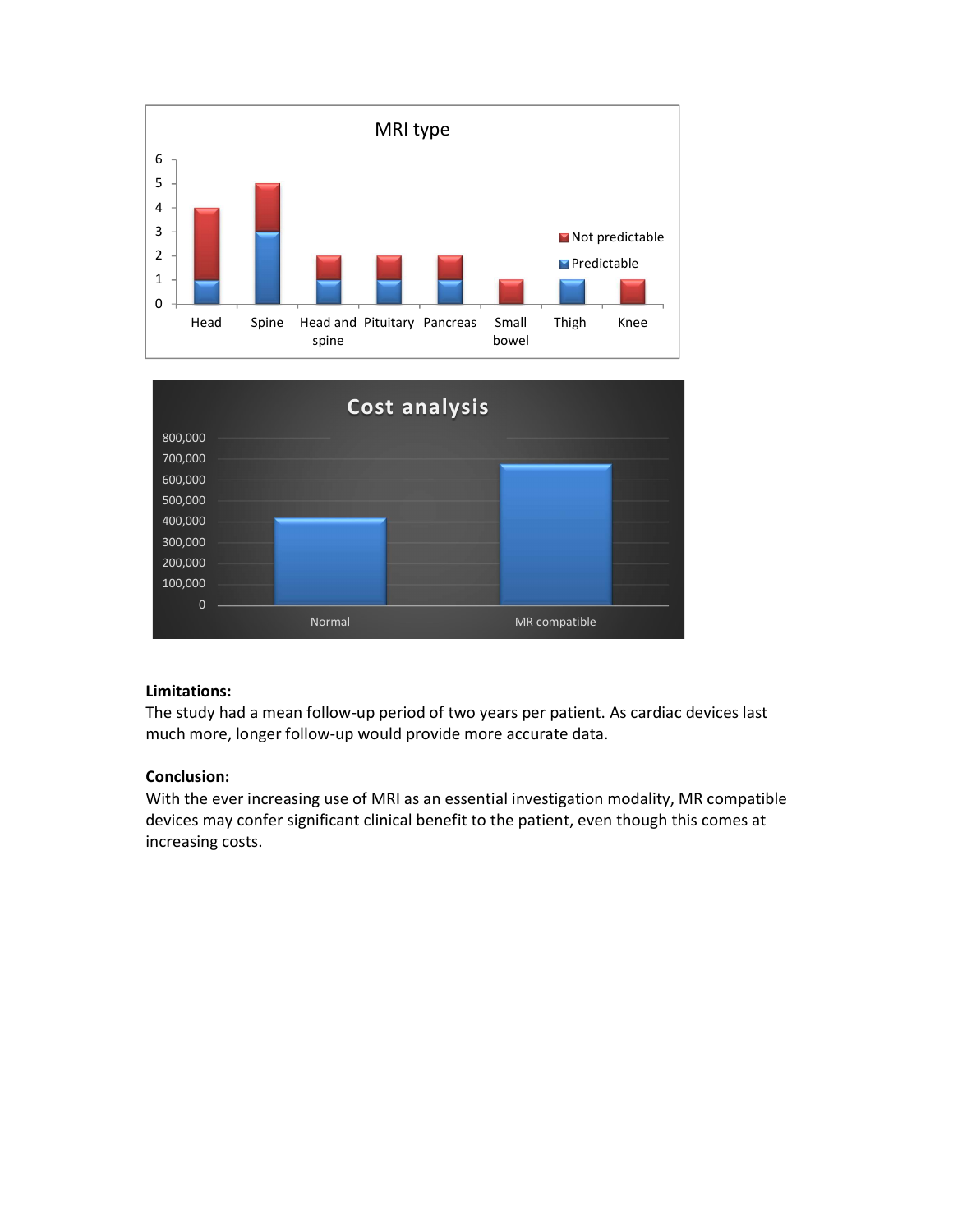MRI type

6
5
4
3
2
1
0

Not predictable
Predictable

Head
Spine
Head and spine
Pituitary
Pancreas
Small bowel
Thigh
Knee

Cost analysis

800,000
700,000
600,000
500,000
400,000
300,000
200,000
100,000
0

Normal
MR compatible

**Limitations:**
The study had a mean follow-up period of two years per patient. As cardiac devices last much more, longer follow-up would provide more accurate data.

**Conclusion:**
With the ever increasing use of MRI as an essential investigation modality, MR compatible devices may confer significant clinical benefit to the patient, even though this comes at increasing costs.